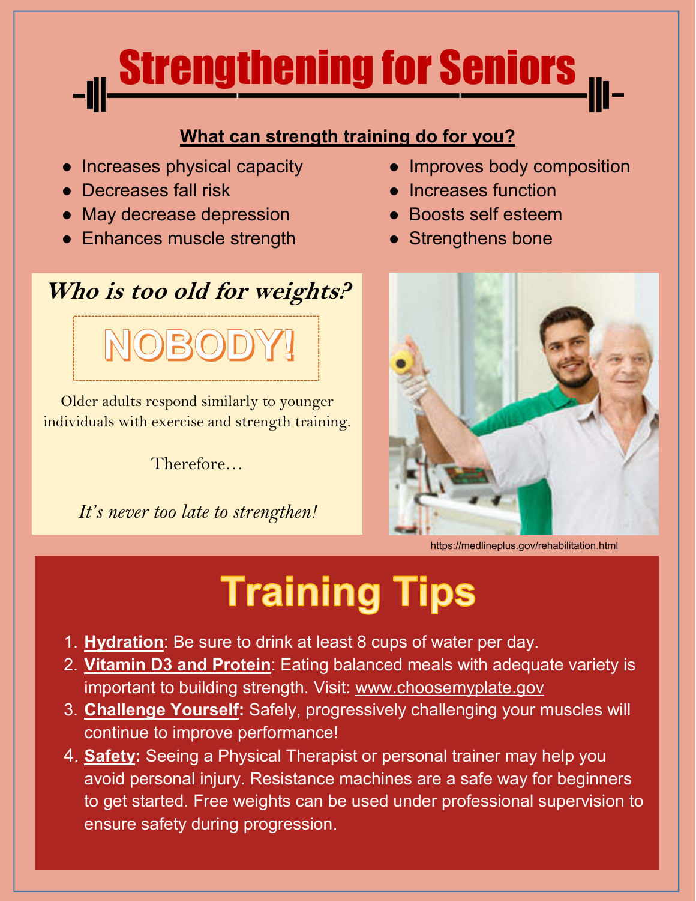# Strengthening for Seniors

**What can strength training do for you?**

- Increases physical capacity
- Decreases fall risk
- May decrease depression
- Enhances muscle strength
- Improves body composition
- Increases function
- Boosts self esteem
- Strengthens bone

***Who is too old for weights?***

**NOBODY!**

Older adults respond similarly to younger individuals with exercise and strength training.

Therefore…

*It's never too late to strengthen!*

https://medlineplus.gov/rehabilitation.html

## Training Tips

1. **Hydration**: Be sure to drink at least 8 cups of water per day.
2. **Vitamin D3 and Protein**: Eating balanced meals with adequate variety is important to building strength. Visit: www.choosemyplate.gov
3. **Challenge Yourself:** Safely, progressively challenging your muscles will continue to improve performance!
4. **Safety:** Seeing a Physical Therapist or personal trainer may help you avoid personal injury. Resistance machines are a safe way for beginners to get started. Free weights can be used under professional supervision to ensure safety during progression.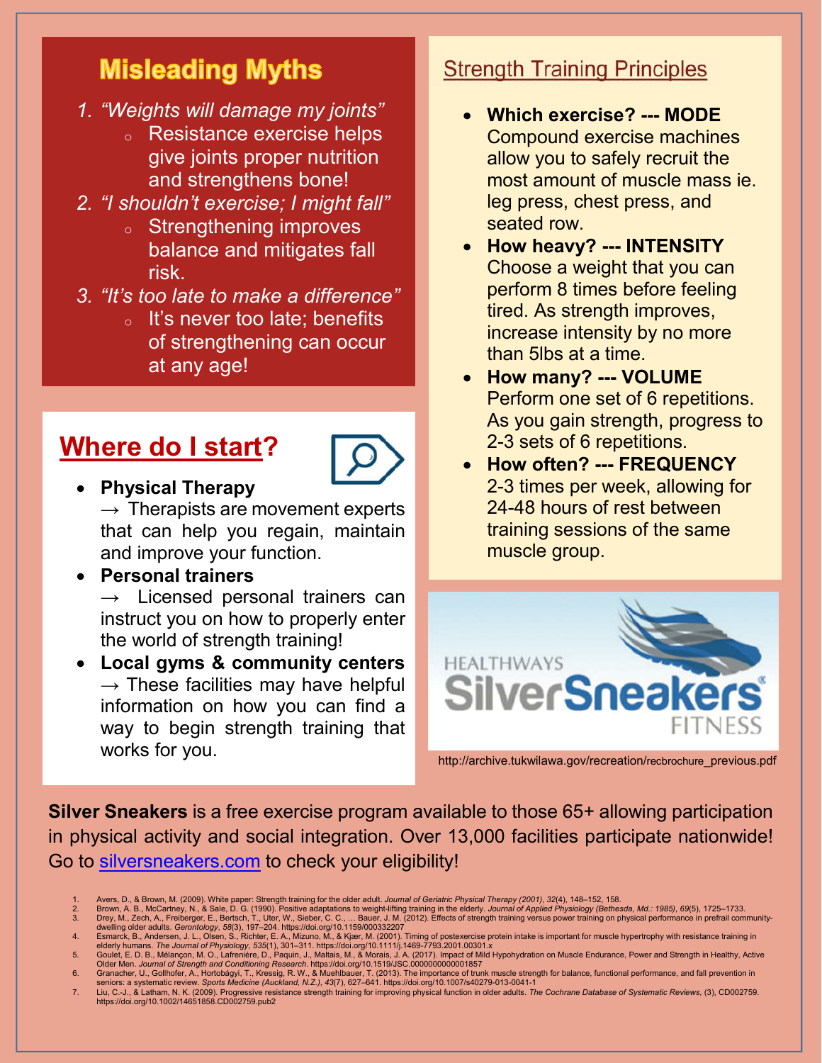## Misleading Myths

1. *"Weights will damage my joints"*
   - Resistance exercise helps give joints proper nutrition and strengthens bone!
2. *"I shouldn't exercise; I might fall"*
   - Strengthening improves balance and mitigates fall risk.
3. *"It's too late to make a difference"*
   - It's never too late; benefits of strengthening can occur at any age!

## Where do I start?

- **Physical Therapy**
  → Therapists are movement experts that can help you regain, maintain and improve your function.
- **Personal trainers**
  → Licensed personal trainers can instruct you on how to properly enter the world of strength training!
- **Local gyms & community centers**
  → These facilities may have helpful information on how you can find a way to begin strength training that works for you.

## Strength Training Principles

- **Which exercise? --- MODE**
  Compound exercise machines allow you to safely recruit the most amount of muscle mass ie. leg press, chest press, and seated row.
- **How heavy? --- INTENSITY**
  Choose a weight that you can perform 8 times before feeling tired. As strength improves, increase intensity by no more than 5lbs at a time.
- **How many? --- VOLUME**
  Perform one set of 6 repetitions. As you gain strength, progress to 2-3 sets of 6 repetitions.
- **How often? --- FREQUENCY**
  2-3 times per week, allowing for 24-48 hours of rest between training sessions of the same muscle group.

HEALTHWAYS SilverSneakers® FITNESS

http://archive.tukwilawa.gov/recreation/recbrochure_previous.pdf

**Silver Sneakers** is a free exercise program available to those 65+ allowing participation in physical activity and social integration. Over 13,000 facilities participate nationwide! Go to silversneakers.com to check your eligibility!

1. Avers, D., & Brown, M. (2009). White paper: Strength training for the older adult. *Journal of Geriatric Physical Therapy (2001)*, *32*(4), 148–152, 158.
2. Brown, A. B., McCartney, N., & Sale, D. G. (1990). Positive adaptations to weight-lifting training in the elderly. *Journal of Applied Physiology (Bethesda, Md.: 1985)*, *69*(5), 1725–1733.
3. Drey, M., Zech, A., Freiberger, E., Bertsch, T., Uter, W., Sieber, C. C., … Bauer, J. M. (2012). Effects of strength training versus power training on physical performance in prefrail community-dwelling older adults. *Gerontology*, *58*(3), 197–204. https://doi.org/10.1159/000332207
4. Esmarck, B., Andersen, J. L., Olsen, S., Richter, E. A., Mizuno, M., & Kjær, M. (2001). Timing of postexercise protein intake is important for muscle hypertrophy with resistance training in elderly humans. *The Journal of Physiology*, *535*(1), 301–311. https://doi.org/10.1111/j.1469-7793.2001.00301.x
5. Goulet, E. D. B., Mélançon, M. O., Lafrenière, D., Paquin, J., Maltais, M., & Morais, J. A. (2017). Impact of Mild Hypohydration on Muscle Endurance, Power and Strength in Healthy, Active Older Men. *Journal of Strength and Conditioning Research*. https://doi.org/10.1519/JSC.0000000000001857
6. Granacher, U., Gollhofer, A., Hortobágyi, T., Kressig, R. W., & Muehlbauer, T. (2013). The importance of trunk muscle strength for balance, functional performance, and fall prevention in seniors: a systematic review. *Sports Medicine (Auckland, N.Z.)*, *43*(7), 627–641. https://doi.org/10.1007/s40279-013-0041-1
7. Liu, C.-J., & Latham, N. K. (2009). Progressive resistance strength training for improving physical function in older adults. *The Cochrane Database of Systematic Reviews*, (3), CD002759. https://doi.org/10.1002/14651858.CD002759.pub2